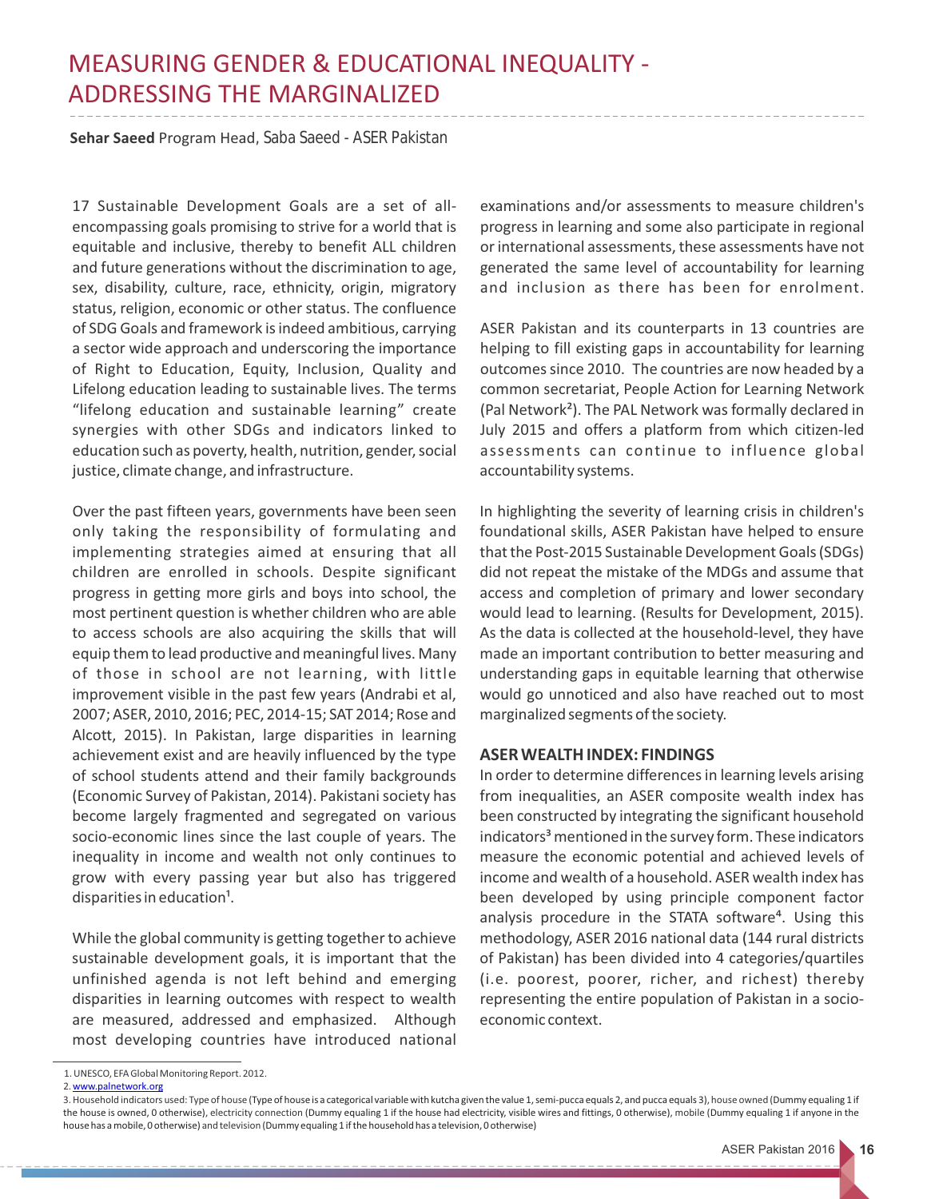# MEASURING GENDER & EDUCATIONAL INEQUALITY - ADDRESSING THE MARGINALIZED

**Sehar Saeed** Program Head, Saba Saeed - ASER Pakistan

17 Sustainable Development Goals are a set of all-encompassing goals promising to strive for a world that is equitable and inclusive, thereby to benefit ALL children and future generations without the discrimination to age, sex, disability, culture, race, ethnicity, origin, migratory status, religion, economic or other status. The confluence of SDG Goals and framework is indeed ambitious, carrying a sector wide approach and underscoring the importance of Right to Education, Equity, Inclusion, Quality and Lifelong education leading to sustainable lives. The terms "lifelong education and sustainable learning" create synergies with other SDGs and indicators linked to education such as poverty, health, nutrition, gender, social justice, climate change, and infrastructure.

Over the past fifteen years, governments have been seen only taking the responsibility of formulating and implementing strategies aimed at ensuring that all children are enrolled in schools. Despite significant progress in getting more girls and boys into school, the most pertinent question is whether children who are able to access schools are also acquiring the skills that will equip them to lead productive and meaningful lives. Many of those in school are not learning, with little improvement visible in the past few years (Andrabi et al, 2007; ASER, 2010, 2016; PEC, 2014-15; SAT 2014; Rose and Alcott, 2015). In Pakistan, large disparities in learning achievement exist and are heavily influenced by the type of school students attend and their family backgrounds (Economic Survey of Pakistan, 2014). Pakistani society has become largely fragmented and segregated on various socio-economic lines since the last couple of years. The inequality in income and wealth not only continues to grow with every passing year but also has triggered disparities in education[1].

While the global community is getting together to achieve sustainable development goals, it is important that the unfinished agenda is not left behind and emerging disparities in learning outcomes with respect to wealth are measured, addressed and emphasized. Although most developing countries have introduced national examinations and/or assessments to measure children's progress in learning and some also participate in regional or international assessments, these assessments have not generated the same level of accountability for learning and inclusion as there has been for enrolment.

ASER Pakistan and its counterparts in 13 countries are helping to fill existing gaps in accountability for learning outcomes since 2010. The countries are now headed by a common secretariat, People Action for Learning Network (Pal Network[2]). The PAL Network was formally declared in July 2015 and offers a platform from which citizen-led assessments can continue to influence global accountability systems.

In highlighting the severity of learning crisis in children's foundational skills, ASER Pakistan have helped to ensure that the Post-2015 Sustainable Development Goals (SDGs) did not repeat the mistake of the MDGs and assume that access and completion of primary and lower secondary would lead to learning. (Results for Development, 2015). As the data is collected at the household-level, they have made an important contribution to better measuring and understanding gaps in equitable learning that otherwise would go unnoticed and also have reached out to most marginalized segments of the society.

### ASER WEALTH INDEX: FINDINGS

In order to determine differences in learning levels arising from inequalities, an ASER composite wealth index has been constructed by integrating the significant household indicators[3] mentioned in the survey form. These indicators measure the economic potential and achieved levels of income and wealth of a household. ASER wealth index has been developed by using principle component factor analysis procedure in the STATA software[4]. Using this methodology, ASER 2016 national data (144 rural districts of Pakistan) has been divided into 4 categories/quartiles (i.e. poorest, poorer, richer, and richest) thereby representing the entire population of Pakistan in a socio-economic context.

---

1. UNESCO, EFA Global Monitoring Report. 2012.
2. www.palnetwork.org
3. Household indicators used: Type of house (Type of house is a categorical variable with kutcha given the value 1, semi-pucca equals 2, and pucca equals 3), house owned (Dummy equaling 1 if the house is owned, 0 otherwise), electricity connection (Dummy equaling 1 if the house had electricity, visible wires and fittings, 0 otherwise), mobile (Dummy equaling 1 if anyone in the house has a mobile, 0 otherwise) and television (Dummy equaling 1 if the household has a television, 0 otherwise)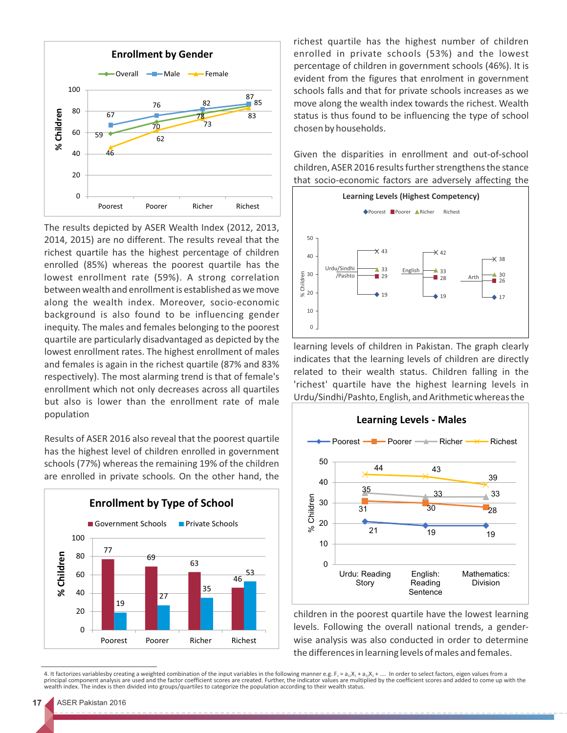**Enrollment by Gender**

| | Poorest | Poorer | Richer | Richest |
|---|---|---|---|---|
| Overall | 59 | 70 | 78 | 85 |
| Male | 67 | 76 | 82 | 87 |
| Female | 46 | 62 | 73 | 83 |

The results depicted by ASER Wealth Index (2012, 2013, 2014, 2015) are no different. The results reveal that the richest quartile has the highest percentage of children enrolled (85%) whereas the poorest quartile has the lowest enrollment rate (59%). A strong correlation between wealth and enrollment is established as we move along the wealth index. Moreover, socio-economic background is also found to be influencing gender inequity. The males and females belonging to the poorest quartile are particularly disadvantaged as depicted by the lowest enrollment rates. The highest enrollment of males and females is again in the richest quartile (87% and 83% respectively). The most alarming trend is that of female's enrollment which not only decreases across all quartiles but also is lower than the enrollment rate of male population

Results of ASER 2016 also reveal that the poorest quartile has the highest level of children enrolled in government schools (77%) whereas the remaining 19% of the children are enrolled in private schools. On the other hand, the richest quartile has the highest number of children enrolled in private schools (53%) and the lowest percentage of children in government schools (46%). It is evident from the figures that enrolment in government schools falls and that for private schools increases as we move along the wealth index towards the richest. Wealth status is thus found to be influencing the type of school chosen by households.

**Enrollment by Type of School**

| | Poorest | Poorer | Richer | Richest |
|---|---|---|---|---|
| Government Schools | 77 | 69 | 63 | 46 |
| Private Schools | 19 | 27 | 35 | 53 |

Given the disparities in enrollment and out-of-school children, ASER 2016 results further strengthens the stance that socio-economic factors are adversely affecting the learning levels of children in Pakistan. The graph clearly indicates that the learning levels of children are directly related to their wealth status. Children falling in the 'richest' quartile have the highest learning levels in Urdu/Sindhi/Pashto, English, and Arithmetic whereas the children in the poorest quartile have the lowest learning levels. Following the overall national trends, a gender-wise analysis was also conducted in order to determine the differences in learning levels of males and females.

**Learning Levels (Highest Competency)**

| | Poorest | Poorer | Richer | Richest |
|---|---|---|---|---|
| Urdu/Sindhi/Pashto | 19 | 29 | 33 | 43 |
| English | 19 | 28 | 33 | 42 |
| Arth | 17 | 26 | 30 | 38 |

**Learning Levels - Males**

| | Poorest | Poorer | Richer | Richest |
|---|---|---|---|---|
| Urdu: Reading Story | 21 | 31 | 35 | 44 |
| English: Reading Sentence | 19 | 30 | 33 | 43 |
| Mathematics: Division | 19 | 28 | 33 | 39 |

4. It factorizes variablesby creating a weighted combination of the input variables in the following manner e.g. $F_1 = a_{11}X_1 + a_{12}X_2 + ....$ In order to select factors, eigen values from a principal component analysis are used and the factor coefficient scores are created. Further, the indicator values are multiplied by the coefficient scores and added to come up with the wealth index. The index is then divided into groups/quartiles to categorize the population according to their wealth status.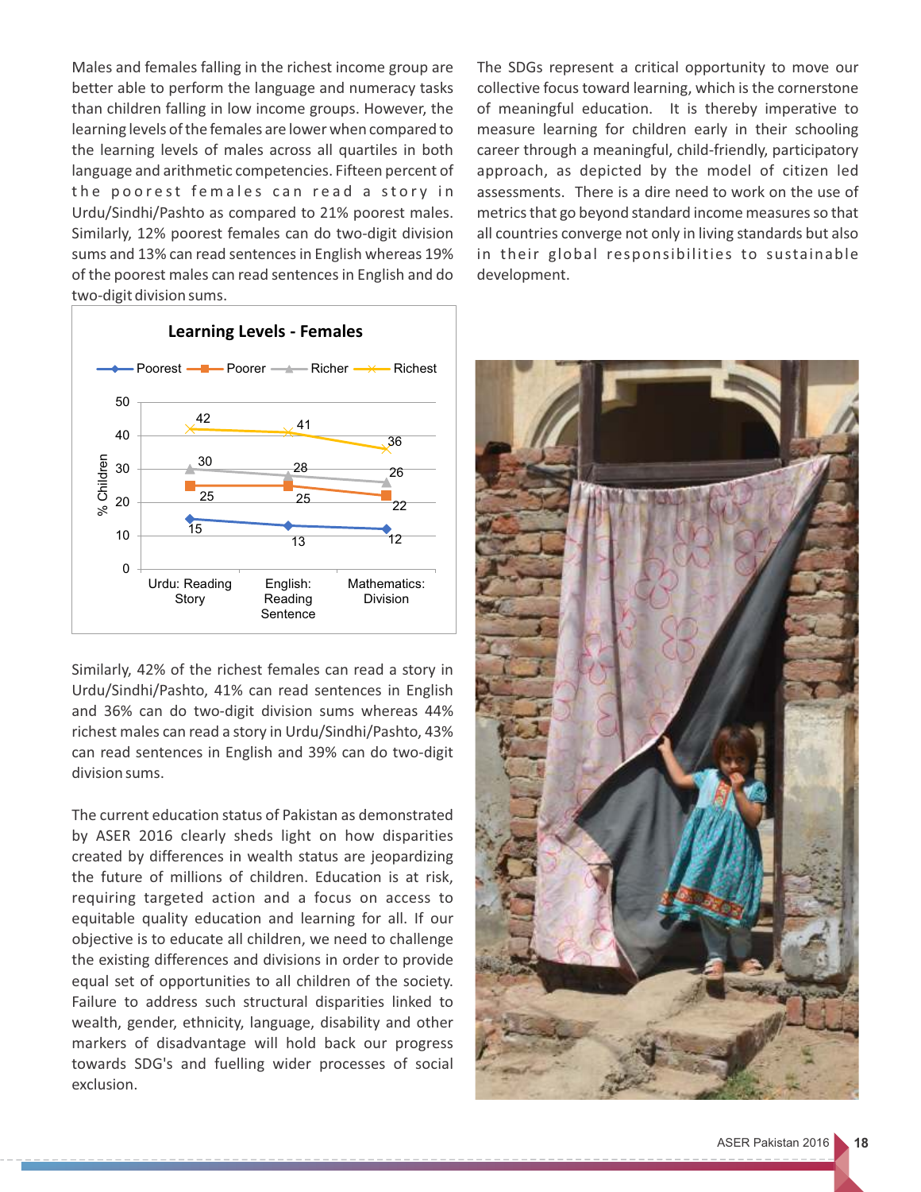Males and females falling in the richest income group are better able to perform the language and numeracy tasks than children falling in low income groups. However, the learning levels of the females are lower when compared to the learning levels of males across all quartiles in both language and arithmetic competencies. Fifteen percent of the poorest females can read a story in Urdu/Sindhi/Pashto as compared to 21% poorest males. Similarly, 12% poorest females can do two-digit division sums and 13% can read sentences in English whereas 19% of the poorest males can read sentences in English and do two-digit division sums.

**Learning Levels - Females**

Poorest Poorer Richer Richest

% Children

50
40
30
20
10
0

42 41 36
30 28 26
25 25 22
15 13 12

Urdu: Reading Story
English: Reading Sentence
Mathematics: Division

Similarly, 42% of the richest females can read a story in Urdu/Sindhi/Pashto, 41% can read sentences in English and 36% can do two-digit division sums whereas 44% richest males can read a story in Urdu/Sindhi/Pashto, 43% can read sentences in English and 39% can do two-digit division sums.

The current education status of Pakistan as demonstrated by ASER 2016 clearly sheds light on how disparities created by differences in wealth status are jeopardizing the future of millions of children. Education is at risk, requiring targeted action and a focus on access to equitable quality education and learning for all. If our objective is to educate all children, we need to challenge the existing differences and divisions in order to provide equal set of opportunities to all children of the society. Failure to address such structural disparities linked to wealth, gender, ethnicity, language, disability and other markers of disadvantage will hold back our progress towards SDG's and fuelling wider processes of social exclusion.

The SDGs represent a critical opportunity to move our collective focus toward learning, which is the cornerstone of meaningful education. It is thereby imperative to measure learning for children early in their schooling career through a meaningful, child-friendly, participatory approach, as depicted by the model of citizen led assessments. There is a dire need to work on the use of metrics that go beyond standard income measures so that all countries converge not only in living standards but also in their global responsibilities to sustainable development.